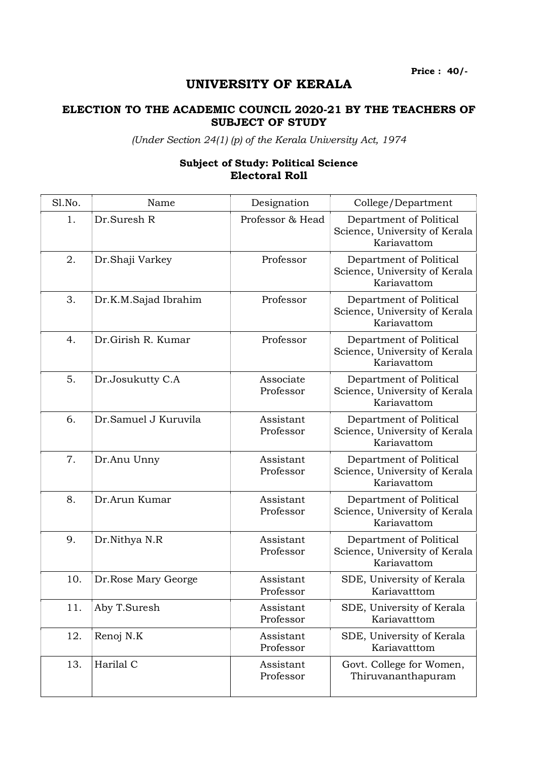Price : 40/-

# UNIVERSITY OF KERALA

## ELECTION TO THE ACADEMIC COUNCIL 2020-21 BY THE TEACHERS OF SUBJECT OF STUDY

*(Under Section 24(1) (p) of the Kerala University Act, 1974*

### Subject of Study: Political Science
### Electoral Roll

| Sl.No. | Name | Designation | College/Department |
|---|---|---|---|
| 1. | Dr.Suresh R | Professor & Head | Department of Political Science, University of Kerala Kariavattom |
| 2. | Dr.Shaji Varkey | Professor | Department of Political Science, University of Kerala Kariavattom |
| 3. | Dr.K.M.Sajad Ibrahim | Professor | Department of Political Science, University of Kerala Kariavattom |
| 4. | Dr.Girish R. Kumar | Professor | Department of Political Science, University of Kerala Kariavattom |
| 5. | Dr.Josukutty C.A | Associate Professor | Department of Political Science, University of Kerala Kariavattom |
| 6. | Dr.Samuel J Kuruvila | Assistant Professor | Department of Political Science, University of Kerala Kariavattom |
| 7. | Dr.Anu Unny | Assistant Professor | Department of Political Science, University of Kerala Kariavattom |
| 8. | Dr.Arun Kumar | Assistant Professor | Department of Political Science, University of Kerala Kariavattom |
| 9. | Dr.Nithya N.R | Assistant Professor | Department of Political Science, University of Kerala Kariavattom |
| 10. | Dr.Rose Mary George | Assistant Professor | SDE, University of Kerala Kariavatttom |
| 11. | Aby T.Suresh | Assistant Professor | SDE, University of Kerala Kariavatttom |
| 12. | Renoj N.K | Assistant Professor | SDE, University of Kerala Kariavatttom |
| 13. | Harilal C | Assistant Professor | Govt. College for Women, Thiruvananthapuram |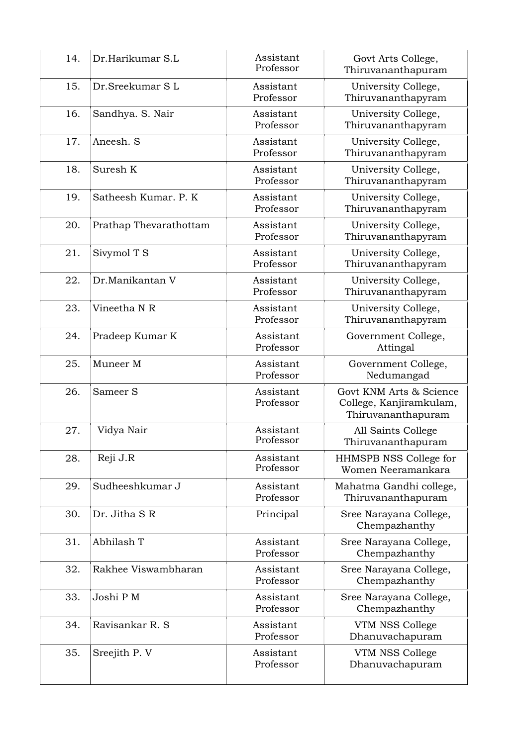| 14. | Dr.Harikumar S.L | Assistant Professor | Govt Arts College, Thiruvananthapuram |
|---|---|---|---|
| 15. | Dr.Sreekumar S L | Assistant Professor | University College, Thiruvananthapyram |
| 16. | Sandhya. S. Nair | Assistant Professor | University College, Thiruvananthapyram |
| 17. | Aneesh. S | Assistant Professor | University College, Thiruvananthapyram |
| 18. | Suresh K | Assistant Professor | University College, Thiruvananthapyram |
| 19. | Satheesh Kumar. P. K | Assistant Professor | University College, Thiruvananthapyram |
| 20. | Prathap Thevarathottam | Assistant Professor | University College, Thiruvananthapyram |
| 21. | Sivymol T S | Assistant Professor | University College, Thiruvananthapyram |
| 22. | Dr.Manikantan V | Assistant Professor | University College, Thiruvananthapyram |
| 23. | Vineetha N R | Assistant Professor | University College, Thiruvananthapyram |
| 24. | Pradeep Kumar K | Assistant Professor | Government College, Attingal |
| 25. | Muneer M | Assistant Professor | Government College, Nedumangad |
| 26. | Sameer S | Assistant Professor | Govt KNM Arts & Science College, Kanjiramkulam, Thiruvananthapuram |
| 27. | Vidya Nair | Assistant Professor | All Saints College Thiruvananthapuram |
| 28. | Reji J.R | Assistant Professor | HHMSPB NSS College for Women Neeramankara |
| 29. | Sudheeshkumar J | Assistant Professor | Mahatma Gandhi college, Thiruvananthapuram |
| 30. | Dr. Jitha S R | Principal | Sree Narayana College, Chempazhanthy |
| 31. | Abhilash T | Assistant Professor | Sree Narayana College, Chempazhanthy |
| 32. | Rakhee Viswambharan | Assistant Professor | Sree Narayana College, Chempazhanthy |
| 33. | Joshi P M | Assistant Professor | Sree Narayana College, Chempazhanthy |
| 34. | Ravisankar R. S | Assistant Professor | VTM NSS College Dhanuvachapuram |
| 35. | Sreejith P. V | Assistant Professor | VTM NSS College Dhanuvachapuram |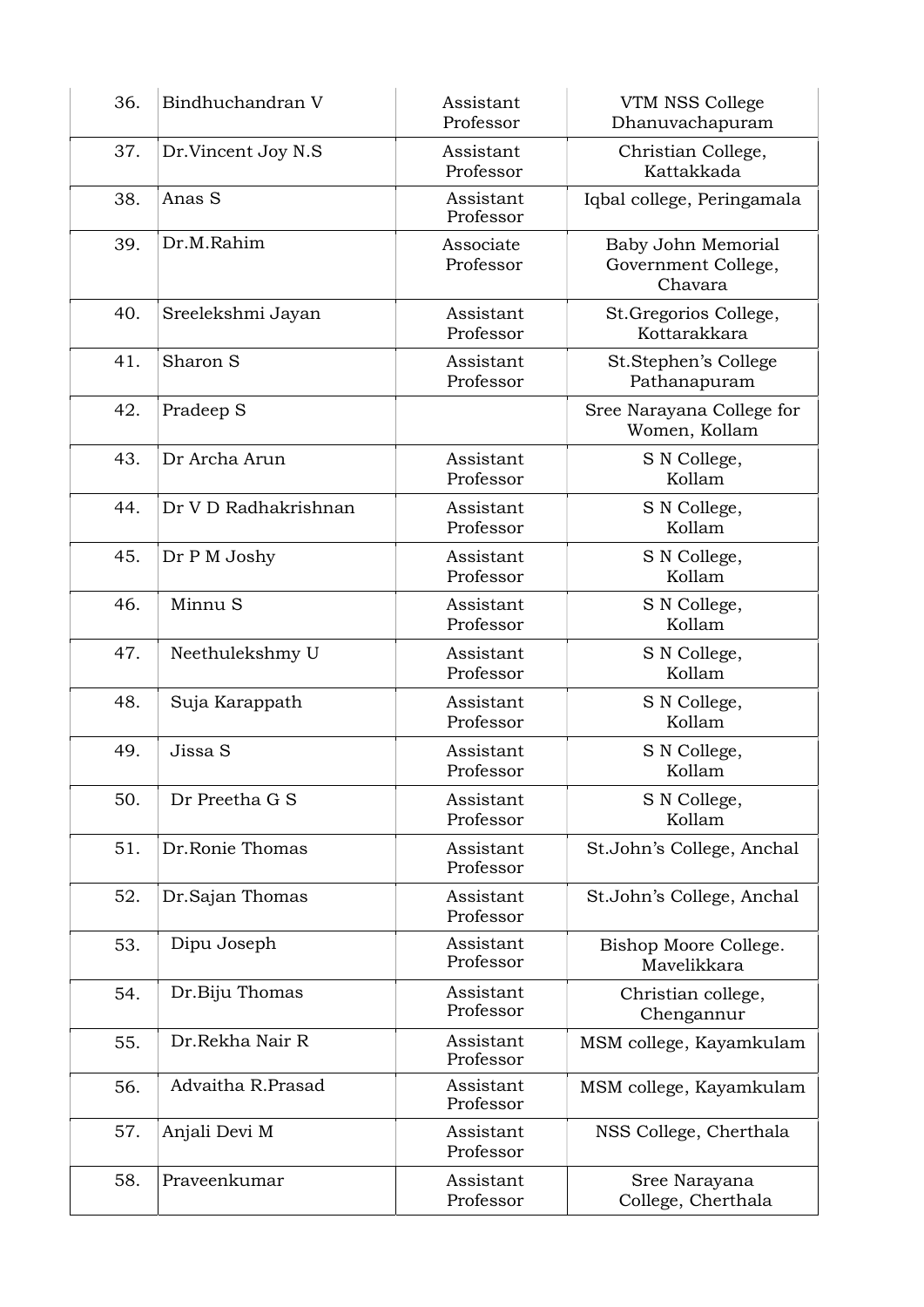| | | | |
|---|---|---|---|
| 36. | Bindhuchandran V | Assistant Professor | VTM NSS College Dhanuvachapuram |
| 37. | Dr.Vincent Joy N.S | Assistant Professor | Christian College, Kattakkada |
| 38. | Anas S | Assistant Professor | Iqbal college, Peringamala |
| 39. | Dr.M.Rahim | Associate Professor | Baby John Memorial Government College, Chavara |
| 40. | Sreelekshmi Jayan | Assistant Professor | St.Gregorios College, Kottarakkara |
| 41. | Sharon S | Assistant Professor | St.Stephen's College Pathanapuram |
| 42. | Pradeep S | | Sree Narayana College for Women, Kollam |
| 43. | Dr Archa Arun | Assistant Professor | S N College, Kollam |
| 44. | Dr V D Radhakrishnan | Assistant Professor | S N College, Kollam |
| 45. | Dr P M Joshy | Assistant Professor | S N College, Kollam |
| 46. | Minnu S | Assistant Professor | S N College, Kollam |
| 47. | Neethulekshmy U | Assistant Professor | S N College, Kollam |
| 48. | Suja Karappath | Assistant Professor | S N College, Kollam |
| 49. | Jissa S | Assistant Professor | S N College, Kollam |
| 50. | Dr Preetha G S | Assistant Professor | S N College, Kollam |
| 51. | Dr.Ronie Thomas | Assistant Professor | St.John's College, Anchal |
| 52. | Dr.Sajan Thomas | Assistant Professor | St.John's College, Anchal |
| 53. | Dipu Joseph | Assistant Professor | Bishop Moore College. Mavelikkara |
| 54. | Dr.Biju Thomas | Assistant Professor | Christian college, Chengannur |
| 55. | Dr.Rekha Nair R | Assistant Professor | MSM college, Kayamkulam |
| 56. | Advaitha R.Prasad | Assistant Professor | MSM college, Kayamkulam |
| 57. | Anjali Devi M | Assistant Professor | NSS College, Cherthala |
| 58. | Praveenkumar | Assistant Professor | Sree Narayana College, Cherthala |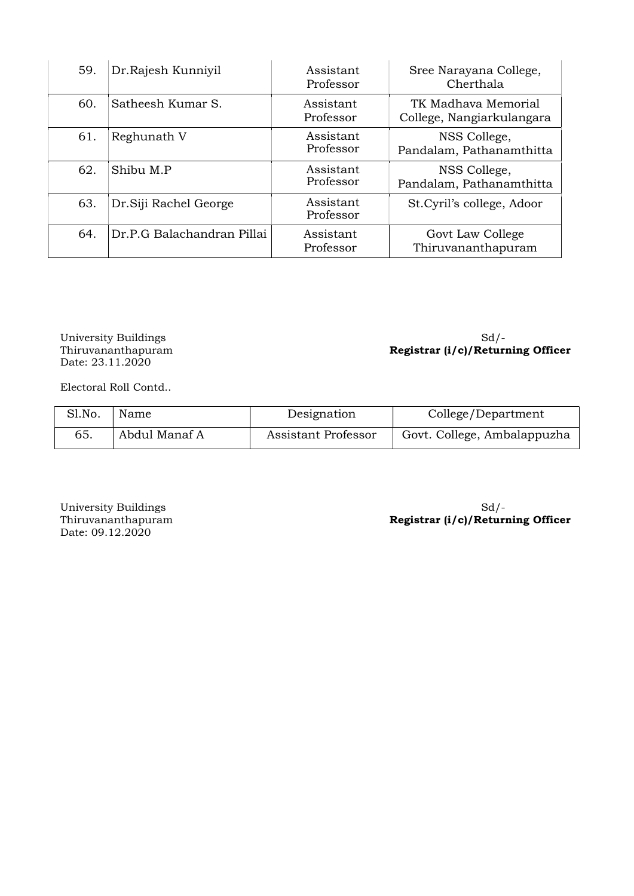| | | | |
|---|---|---|---|
| 59. | Dr.Rajesh Kunniyil | Assistant Professor | Sree Narayana College, Cherthala |
| 60. | Satheesh Kumar S. | Assistant Professor | TK Madhava Memorial College, Nangiarkulangara |
| 61. | Reghunath V | Assistant Professor | NSS College, Pandalam, Pathanamthitta |
| 62. | Shibu M.P | Assistant Professor | NSS College, Pandalam, Pathanamthitta |
| 63. | Dr.Siji Rachel George | Assistant Professor | St.Cyril's college, Adoor |
| 64. | Dr.P.G Balachandran Pillai | Assistant Professor | Govt Law College Thiruvananthapuram |

University Buildings
Thiruvananthapuram
Date: 23.11.2020

Sd/-
**Registrar (i/c)/Returning Officer**

Electoral Roll Contd..

| Sl.No. | Name | Designation | College/Department |
|---|---|---|---|
| 65. | Abdul Manaf A | Assistant Professor | Govt. College, Ambalappuzha |

University Buildings
Thiruvananthapuram
Date: 09.12.2020

Sd/-
**Registrar (i/c)/Returning Officer**